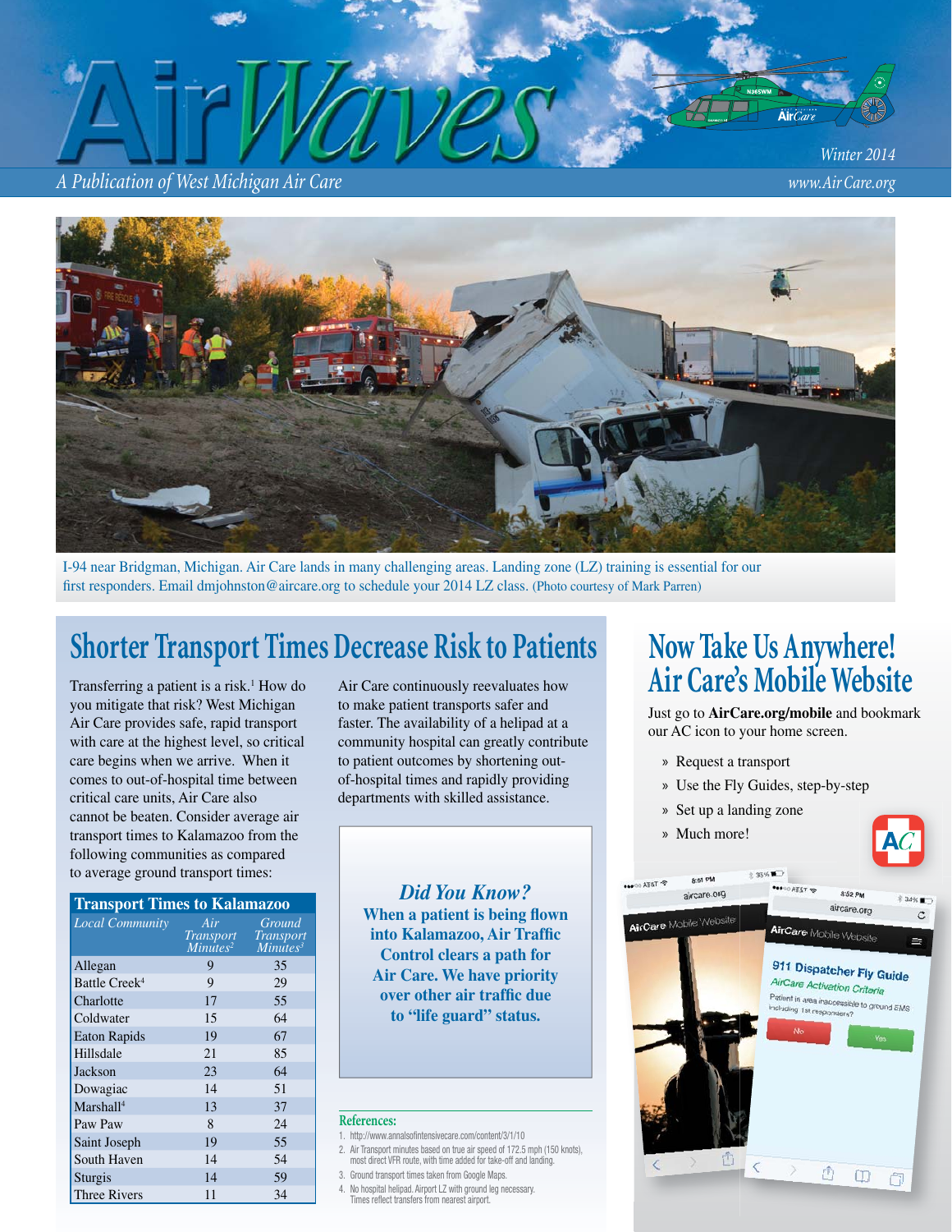# AirWaves

*A Publication of West Michigan Air Care*

*Winter 2014*

*www.AirCare.org*

I-94 near Bridgman, Michigan. Air Care lands in many challenging areas. Landing zone (LZ) training is essential for our first responders. Email dmjohnston@aircare.org to schedule your 2014 LZ class. (Photo courtesy of Mark Parren)

## Shorter Transport Times Decrease Risk to Patients

Transferring a patient is a risk.[1] How do you mitigate that risk? West Michigan Air Care provides safe, rapid transport with care at the highest level, so critical care begins when we arrive. When it comes to out-of-hospital time between critical care units, Air Care also cannot be beaten. Consider average air transport times to Kalamazoo from the following communities as compared to average ground transport times:

| Transport Times to Kalamazoo | | |
|---|---|---|
| *Local Community* | *Air Transport Minutes*[2] | *Ground Transport Minutes*[3] |
| Allegan | 9 | 35 |
| Battle Creek[4] | 9 | 29 |
| Charlotte | 17 | 55 |
| Coldwater | 15 | 64 |
| Eaton Rapids | 19 | 67 |
| Hillsdale | 21 | 85 |
| Jackson | 23 | 64 |
| Dowagiac | 14 | 51 |
| Marshall[4] | 13 | 37 |
| Paw Paw | 8 | 24 |
| Saint Joseph | 19 | 55 |
| South Haven | 14 | 54 |
| Sturgis | 14 | 59 |
| Three Rivers | 11 | 34 |

Air Care continuously reevaluates how to make patient transports safer and faster. The availability of a helipad at a community hospital can greatly contribute to patient outcomes by shortening out-of-hospital times and rapidly providing departments with skilled assistance.

### *Did You Know?*

**When a patient is being flown into Kalamazoo, Air Traffic Control clears a path for Air Care. We have priority over other air traffic due to "life guard" status.**

**References:**

1. http://www.annalsofintensivecare.com/content/3/1/10
2. Air Transport minutes based on true air speed of 172.5 mph (150 knots), most direct VFR route, with time added for take-off and landing.
3. Ground transport times taken from Google Maps.
4. No hospital helipad. Airport LZ with ground leg necessary. Times reflect transfers from nearest airport.

## Now Take Us Anywhere! Air Care's Mobile Website

Just go to **AirCare.org/mobile** and bookmark our AC icon to your home screen.

- Request a transport
- Use the Fly Guides, step-by-step
- Set up a landing zone
- Much more!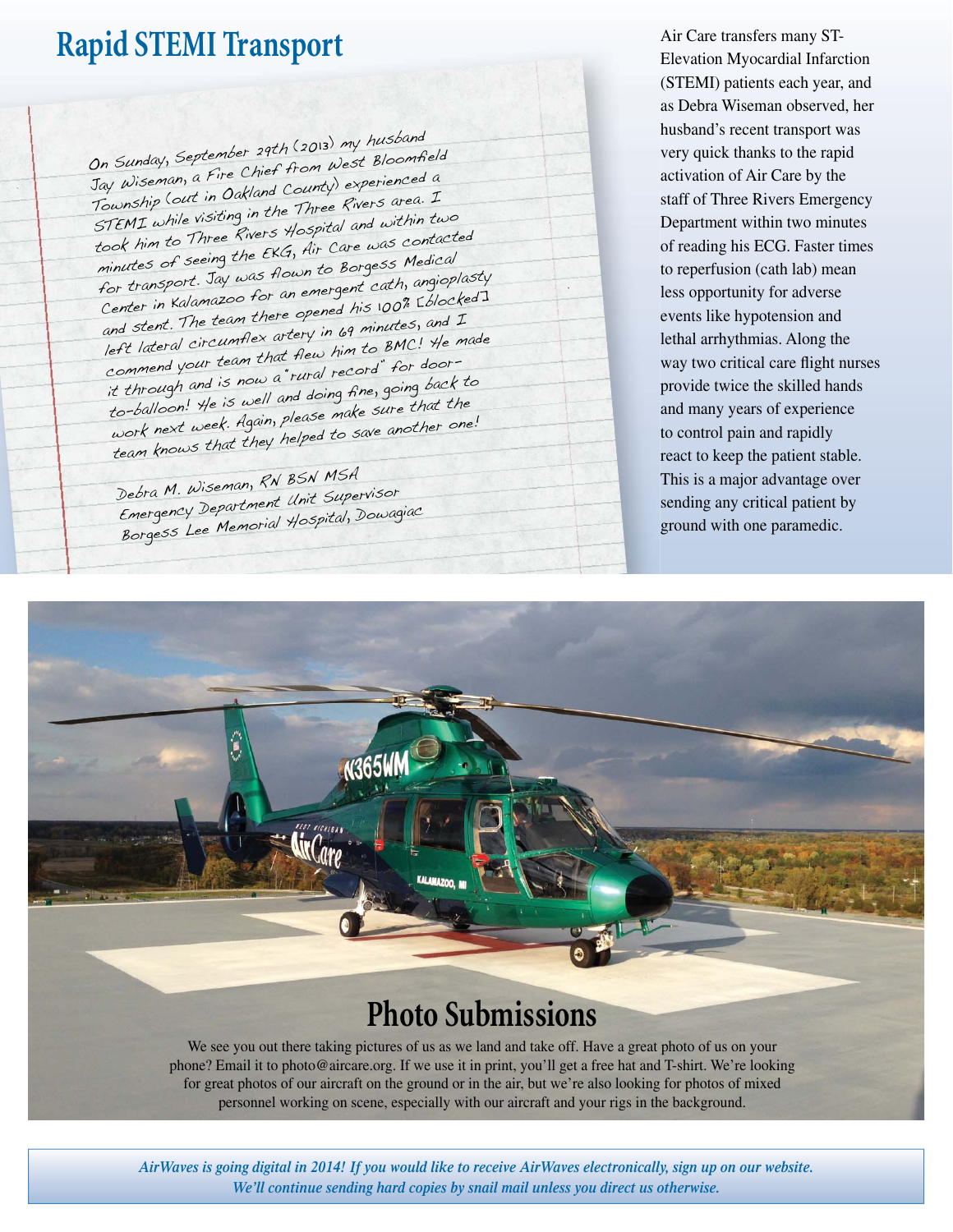## Rapid STEMI Transport

On Sunday, September 29th (2013) my husband Jay Wiseman, a Fire Chief from West Bloomfield Township (out in Oakland County) experienced a STEMI while visiting in the Three Rivers area. I took him to Three Rivers Hospital and within two minutes of seeing the EKG, Air Care was contacted for transport. Jay was flown to Borgess Medical Center in Kalamazoo for an emergent cath, angioplasty and stent. The team there opened his 100% [blocked] left lateral circumflex artery in 69 minutes, and I commend your team that flew him to BMC! He made it through and is now a "rural record" for door-to-balloon! He is well and doing fine, going back to work next week. Again, please make sure that the team knows that they helped to save another one!

Debra M. Wiseman, RN BSN MSA
Emergency Department Unit Supervisor
Borgess Lee Memorial Hospital, Dowagiac

Air Care transfers many ST-Elevation Myocardial Infarction (STEMI) patients each year, and as Debra Wiseman observed, her husband's recent transport was very quick thanks to the rapid activation of Air Care by the staff of Three Rivers Emergency Department within two minutes of reading his ECG. Faster times to reperfusion (cath lab) mean less opportunity for adverse events like hypotension and lethal arrhythmias. Along the way two critical care flight nurses provide twice the skilled hands and many years of experience to control pain and rapidly react to keep the patient stable. This is a major advantage over sending any critical patient by ground with one paramedic.

## Photo Submissions

We see you out there taking pictures of us as we land and take off. Have a great photo of us on your phone? Email it to photo@aircare.org. If we use it in print, you'll get a free hat and T-shirt. We're looking for great photos of our aircraft on the ground or in the air, but we're also looking for photos of mixed personnel working on scene, especially with our aircraft and your rigs in the background.

*AirWaves is going digital in 2014! If you would like to receive AirWaves electronically, sign up on our website. We'll continue sending hard copies by snail mail unless you direct us otherwise.*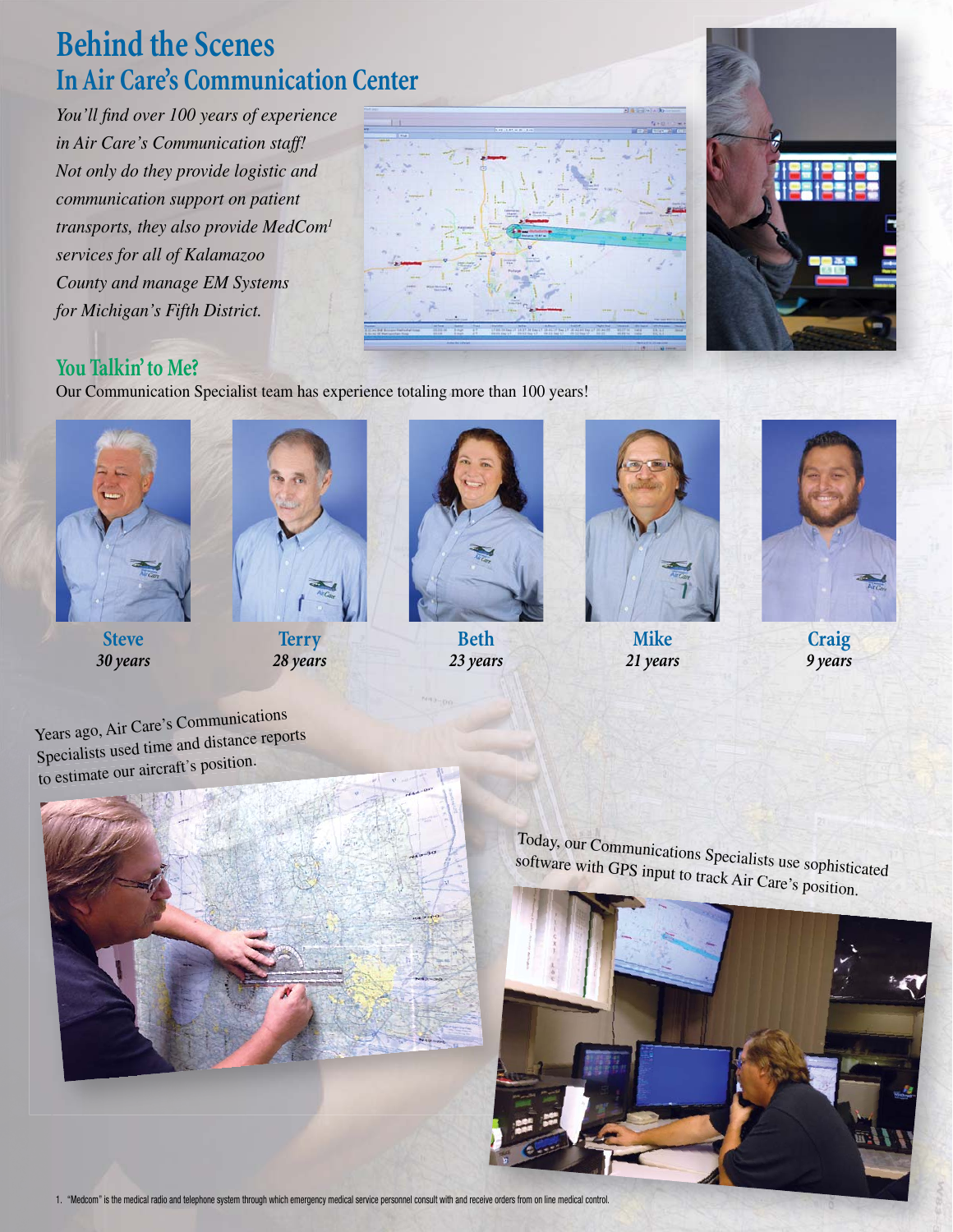# Behind the Scenes
## In Air Care's Communication Center

*You'll find over 100 years of experience in Air Care's Communication staff! Not only do they provide logistic and communication support on patient transports, they also provide MedCom[1] services for all of Kalamazoo County and manage EM Systems for Michigan's Fifth District.*

### You Talkin' to Me?

Our Communication Specialist team has experience totaling more than 100 years!

**Steve**
*30 years*

**Terry**
*28 years*

**Beth**
*23 years*

**Mike**
*21 years*

**Craig**
*9 years*

Years ago, Air Care's Communications Specialists used time and distance reports to estimate our aircraft's position.

Today, our Communications Specialists use sophisticated software with GPS input to track Air Care's position.

1. "Medcom" is the medical radio and telephone system through which emergency medical service personnel consult with and receive orders from on line medical control.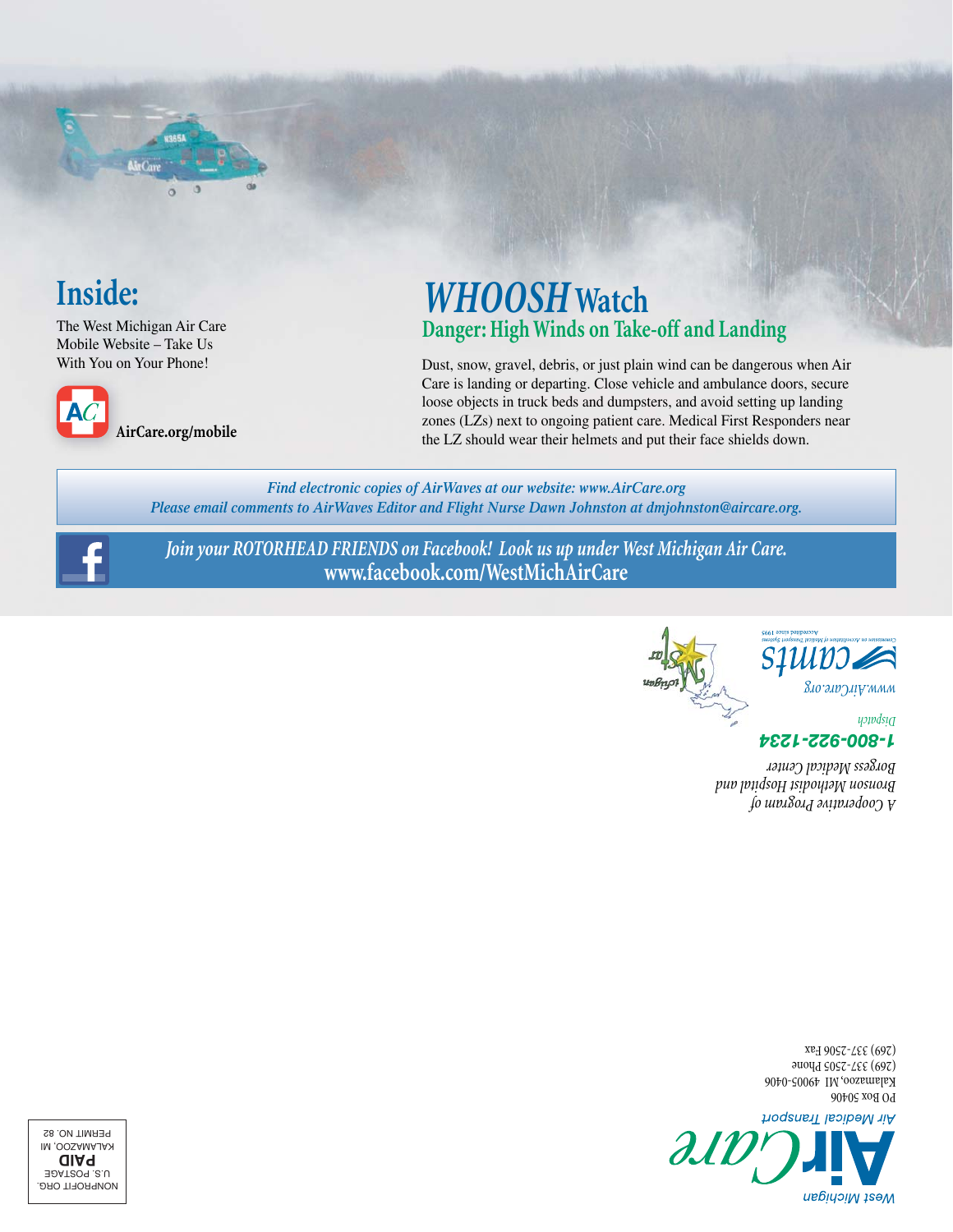## Inside:

The West Michigan Air Care Mobile Website – Take Us With You on Your Phone!

**AirCare.org/mobile**

## *WHOOSH* Watch

### Danger: High Winds on Take-off and Landing

Dust, snow, gravel, debris, or just plain wind can be dangerous when Air Care is landing or departing. Close vehicle and ambulance doors, secure loose objects in truck beds and dumpsters, and avoid setting up landing zones (LZs) next to ongoing patient care. Medical First Responders near the LZ should wear their helmets and put their face shields down.

*Find electronic copies of AirWaves at our website: www.AirCare.org*
*Please email comments to AirWaves Editor and Flight Nurse Dawn Johnston at dmjohnston@aircare.org.*

***Join your ROTORHEAD FRIENDS on Facebook! Look us up under West Michigan Air Care.***
**www.facebook.com/WestMichAirCare**

West Michigan
**AirCare**
*Air Medical Transport*

PO Box 50406
Kalamazoo, MI 49005-0406
(269) 337-2505 Phone
(269) 337-2506 Fax

*A Cooperative Program of Bronson Methodist Hospital and Borgess Medical Center*

**1-800-922-1234**
*Dispatch*

*www.AirCare.org*

CAMTS
Commission on Accreditation of Medical Transport Systems
Accredited since 1995

NONPROFIT ORG.
U.S. POSTAGE
**PAID**
KALAMAZOO, MI
PERMIT NO. 82